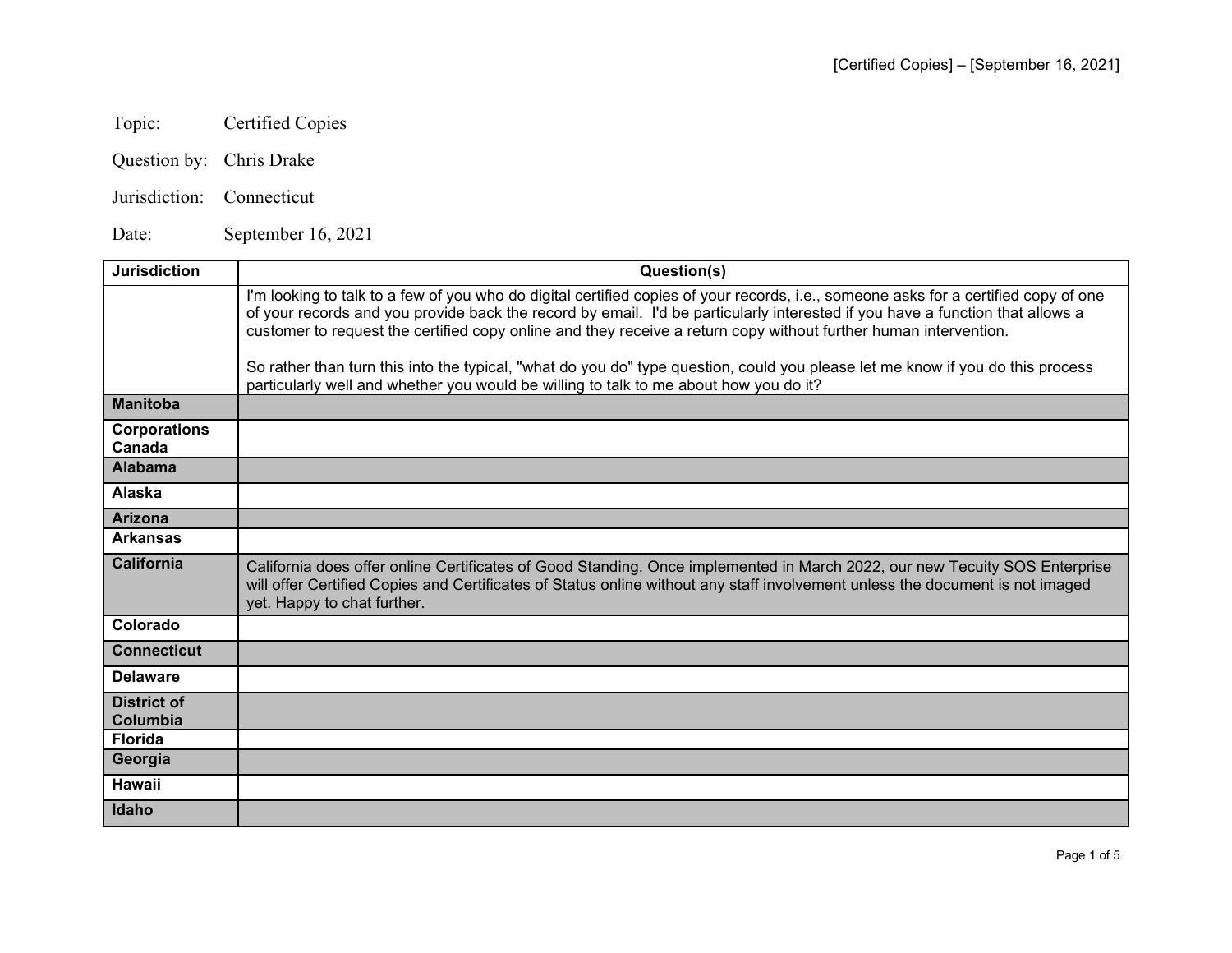Topic: Certified Copies

Question by: Chris Drake

Jurisdiction: Connecticut

Date: September 16, 2021

| Jurisdiction | Question(s) |
|---|---|
| | I'm looking to talk to a few of you who do digital certified copies of your records, i.e., someone asks for a certified copy of one of your records and you provide back the record by email. I'd be particularly interested if you have a function that allows a customer to request the certified copy online and they receive a return copy without further human intervention.<br><br>So rather than turn this into the typical, "what do you do" type question, could you please let me know if you do this process particularly well and whether you would be willing to talk to me about how you do it? |
| **Manitoba** | |
| **Corporations Canada** | |
| **Alabama** | |
| **Alaska** | |
| **Arizona** | |
| **Arkansas** | |
| **California** | California does offer online Certificates of Good Standing. Once implemented in March 2022, our new Tecuity SOS Enterprise will offer Certified Copies and Certificates of Status online without any staff involvement unless the document is not imaged yet. Happy to chat further. |
| **Colorado** | |
| **Connecticut** | |
| **Delaware** | |
| **District of Columbia** | |
| **Florida** | |
| **Georgia** | |
| **Hawaii** | |
| **Idaho** | |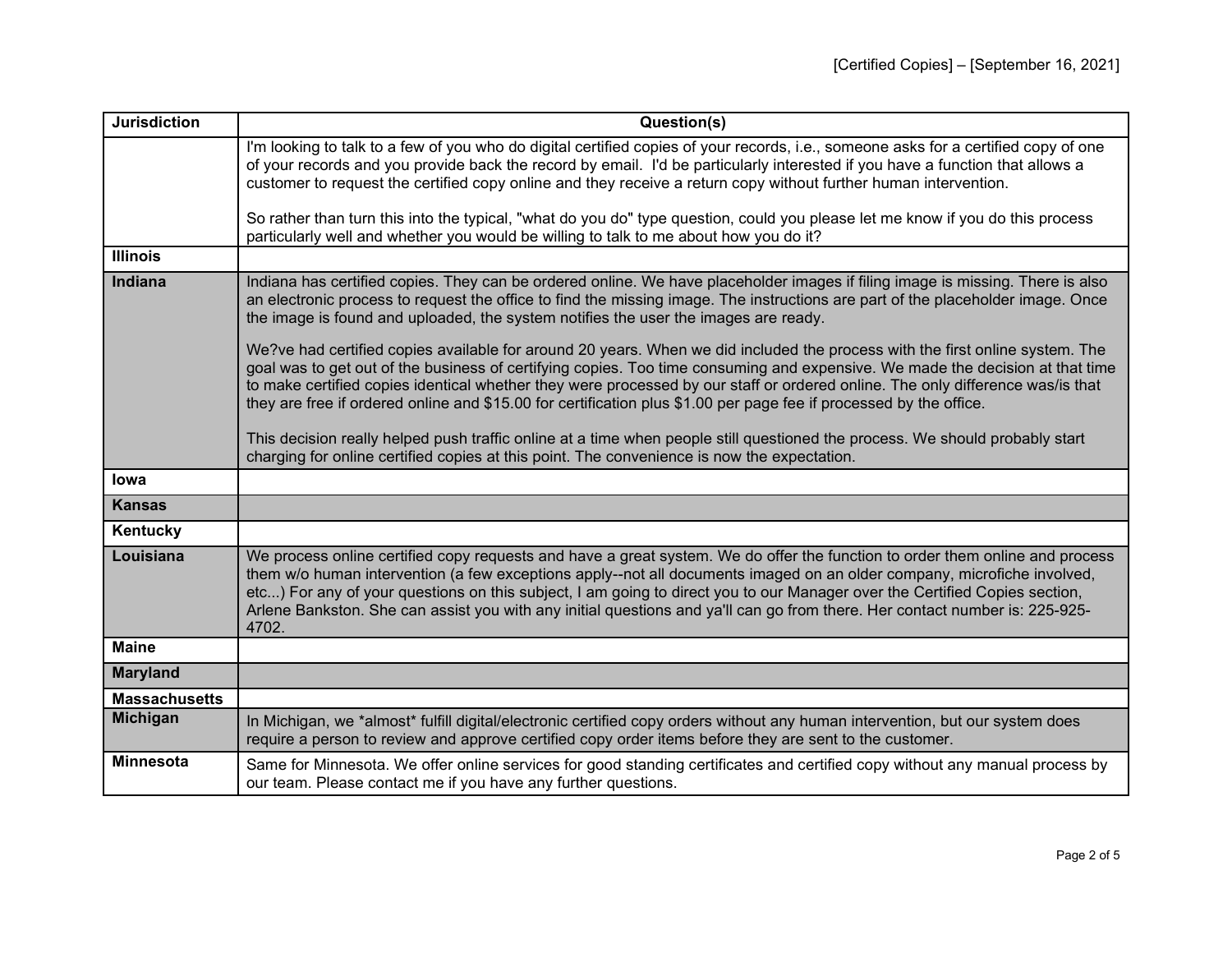| Jurisdiction | Question(s) |
| --- | --- |
| | I'm looking to talk to a few of you who do digital certified copies of your records, i.e., someone asks for a certified copy of one of your records and you provide back the record by email. I'd be particularly interested if you have a function that allows a customer to request the certified copy online and they receive a return copy without further human intervention.<br><br>So rather than turn this into the typical, "what do you do" type question, could you please let me know if you do this process particularly well and whether you would be willing to talk to me about how you do it? |
| **Illinois** | |
| **Indiana** | Indiana has certified copies. They can be ordered online. We have placeholder images if filing image is missing. There is also an electronic process to request the office to find the missing image. The instructions are part of the placeholder image. Once the image is found and uploaded, the system notifies the user the images are ready.<br><br>We?ve had certified copies available for around 20 years. When we did included the process with the first online system. The goal was to get out of the business of certifying copies. Too time consuming and expensive. We made the decision at that time to make certified copies identical whether they were processed by our staff or ordered online. The only difference was/is that they are free if ordered online and $15.00 for certification plus $1.00 per page fee if processed by the office.<br><br>This decision really helped push traffic online at a time when people still questioned the process. We should probably start charging for online certified copies at this point. The convenience is now the expectation. |
| **Iowa** | |
| **Kansas** | |
| **Kentucky** | |
| **Louisiana** | We process online certified copy requests and have a great system. We do offer the function to order them online and process them w/o human intervention (a few exceptions apply--not all documents imaged on an older company, microfiche involved, etc...) For any of your questions on this subject, I am going to direct you to our Manager over the Certified Copies section, Arlene Bankston. She can assist you with any initial questions and ya'll can go from there. Her contact number is: 225-925-4702. |
| **Maine** | |
| **Maryland** | |
| **Massachusetts** | |
| **Michigan** | In Michigan, we *almost* fulfill digital/electronic certified copy orders without any human intervention, but our system does require a person to review and approve certified copy order items before they are sent to the customer. |
| **Minnesota** | Same for Minnesota. We offer online services for good standing certificates and certified copy without any manual process by our team. Please contact me if you have any further questions. |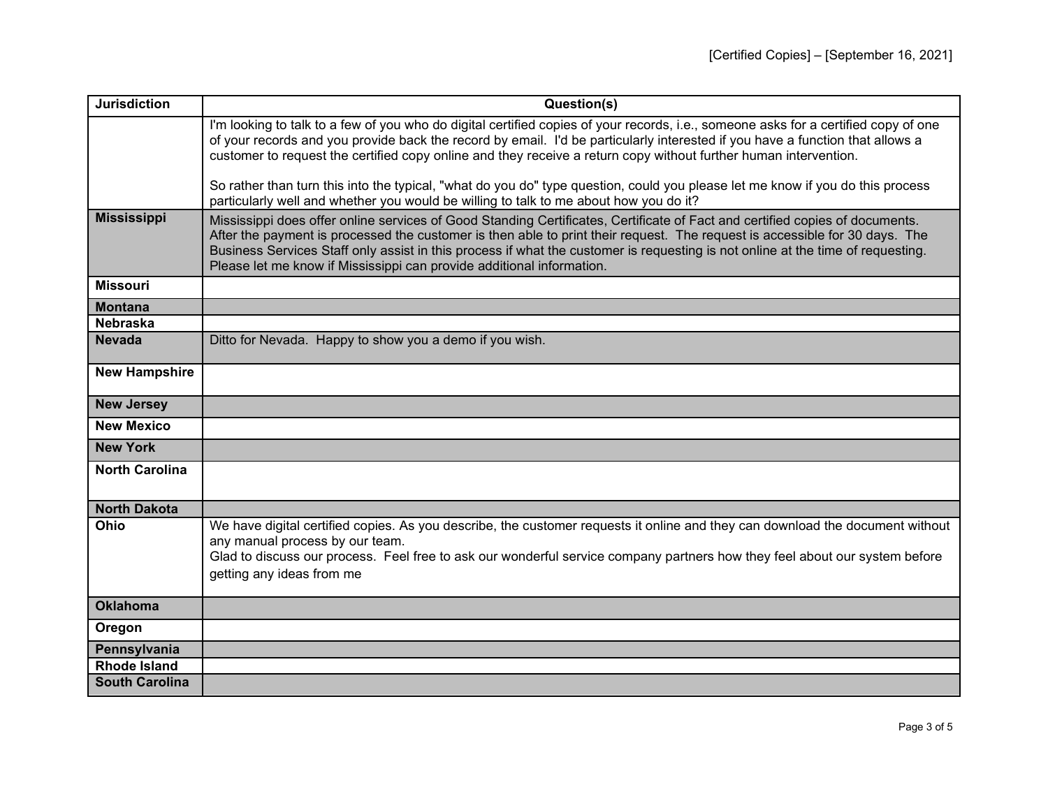| Jurisdiction | Question(s) |
| --- | --- |
| | I'm looking to talk to a few of you who do digital certified copies of your records, i.e., someone asks for a certified copy of one of your records and you provide back the record by email. I'd be particularly interested if you have a function that allows a customer to request the certified copy online and they receive a return copy without further human intervention.<br><br>So rather than turn this into the typical, "what do you do" type question, could you please let me know if you do this process particularly well and whether you would be willing to talk to me about how you do it? |
| **Mississippi** | Mississippi does offer online services of Good Standing Certificates, Certificate of Fact and certified copies of documents. After the payment is processed the customer is then able to print their request. The request is accessible for 30 days. The Business Services Staff only assist in this process if what the customer is requesting is not online at the time of requesting. Please let me know if Mississippi can provide additional information. |
| **Missouri** | |
| **Montana** | |
| **Nebraska** | |
| **Nevada** | Ditto for Nevada. Happy to show you a demo if you wish. |
| **New Hampshire** | |
| **New Jersey** | |
| **New Mexico** | |
| **New York** | |
| **North Carolina** | |
| **North Dakota** | |
| **Ohio** | We have digital certified copies. As you describe, the customer requests it online and they can download the document without any manual process by our team.<br>Glad to discuss our process. Feel free to ask our wonderful service company partners how they feel about our system before getting any ideas from me |
| **Oklahoma** | |
| **Oregon** | |
| **Pennsylvania** | |
| **Rhode Island** | |
| **South Carolina** | |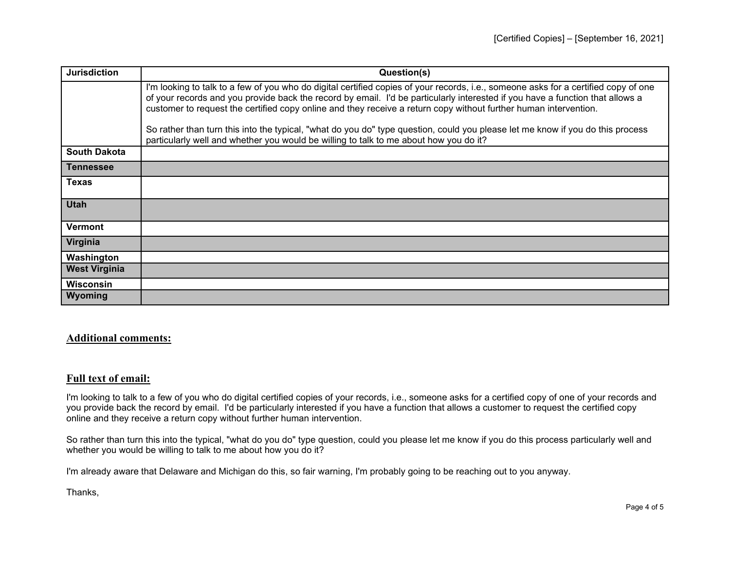| Jurisdiction | Question(s) |
|---|---|
| | I'm looking to talk to a few of you who do digital certified copies of your records, i.e., someone asks for a certified copy of one of your records and you provide back the record by email. I'd be particularly interested if you have a function that allows a customer to request the certified copy online and they receive a return copy without further human intervention.<br><br>So rather than turn this into the typical, "what do you do" type question, could you please let me know if you do this process particularly well and whether you would be willing to talk to me about how you do it? |
| **South Dakota** | |
| **Tennessee** | |
| **Texas** | |
| **Utah** | |
| **Vermont** | |
| **Virginia** | |
| **Washington** | |
| **West Virginia** | |
| **Wisconsin** | |
| **Wyoming** | |

## Additional comments:

## Full text of email:

I'm looking to talk to a few of you who do digital certified copies of your records, i.e., someone asks for a certified copy of one of your records and you provide back the record by email. I'd be particularly interested if you have a function that allows a customer to request the certified copy online and they receive a return copy without further human intervention.

So rather than turn this into the typical, "what do you do" type question, could you please let me know if you do this process particularly well and whether you would be willing to talk to me about how you do it?

I'm already aware that Delaware and Michigan do this, so fair warning, I'm probably going to be reaching out to you anyway.

Thanks,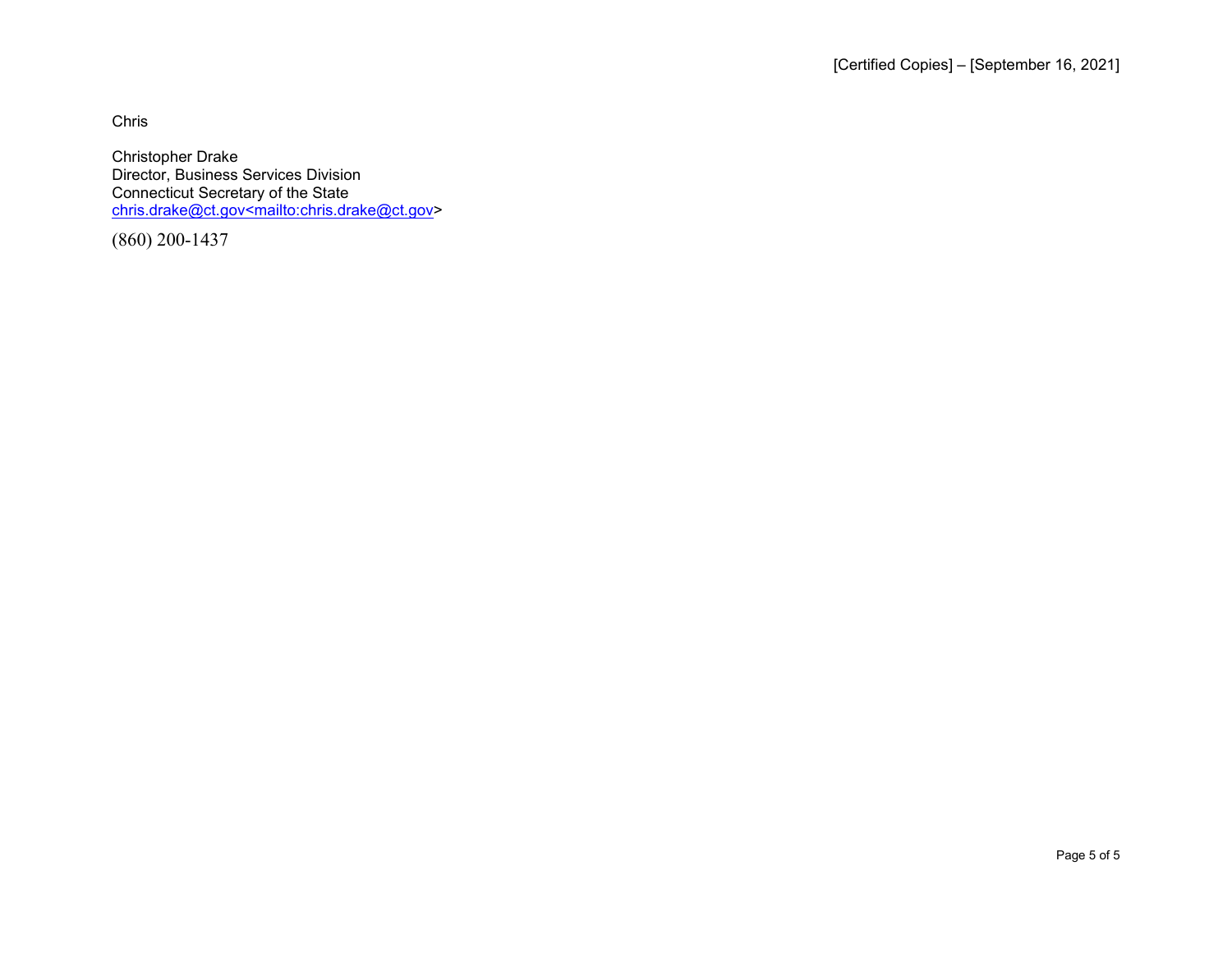Chris

Christopher Drake
Director, Business Services Division
Connecticut Secretary of the State
chris.drake@ct.gov<mailto:chris.drake@ct.gov>

(860) 200-1437